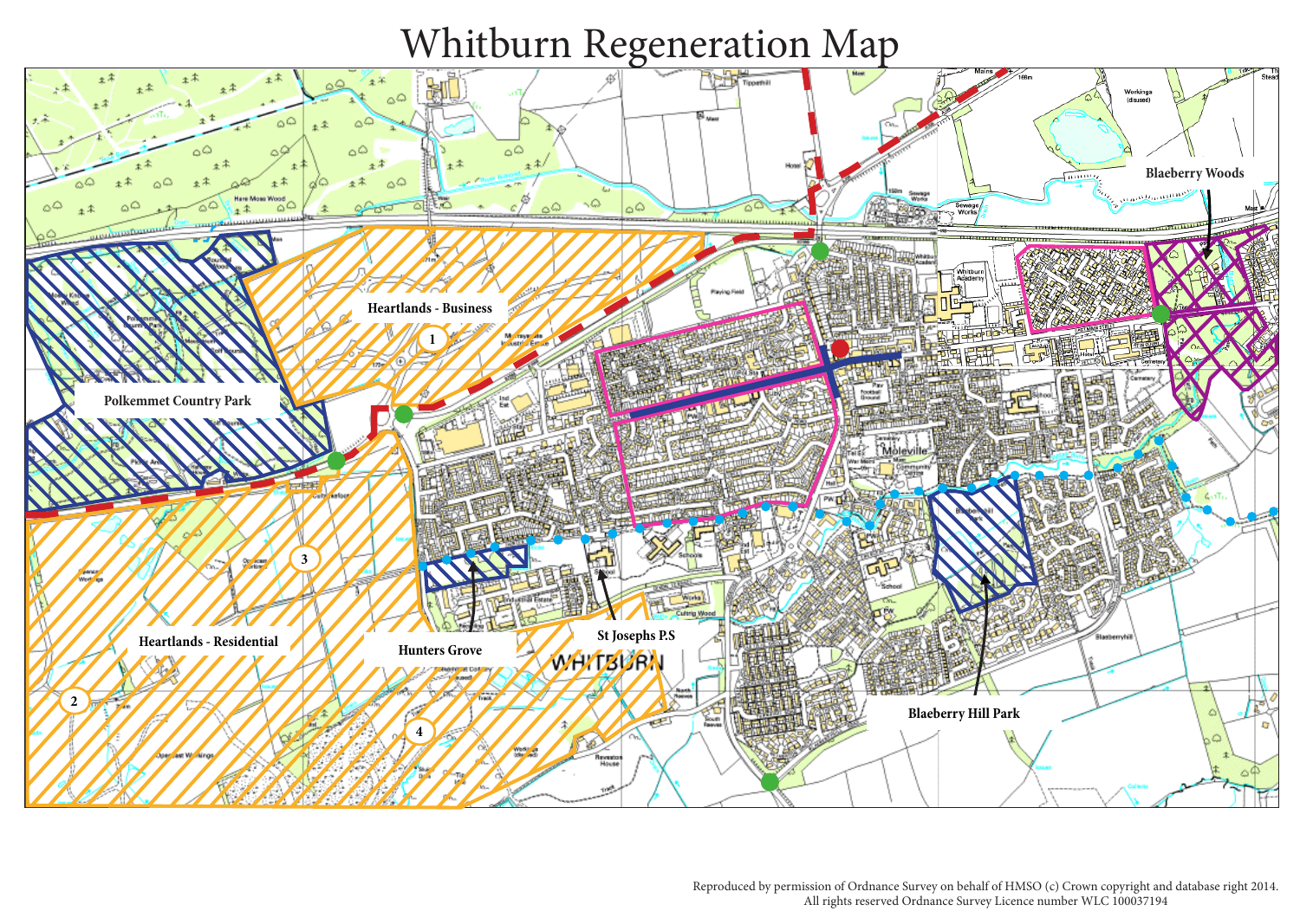# Whitburn Regeneration Map

Heartlands - Business

1

Polkemmet Country Park

3

Heartlands - Residential

2

Hunters Grove

St Josephs P.S

4

Blaeberry Woods

Blaeberry Hill Park

Reproduced by permission of Ordnance Survey on behalf of HMSO (c) Crown copyright and database right 2014.
All rights reserved Ordnance Survey Licence number WLC 100037194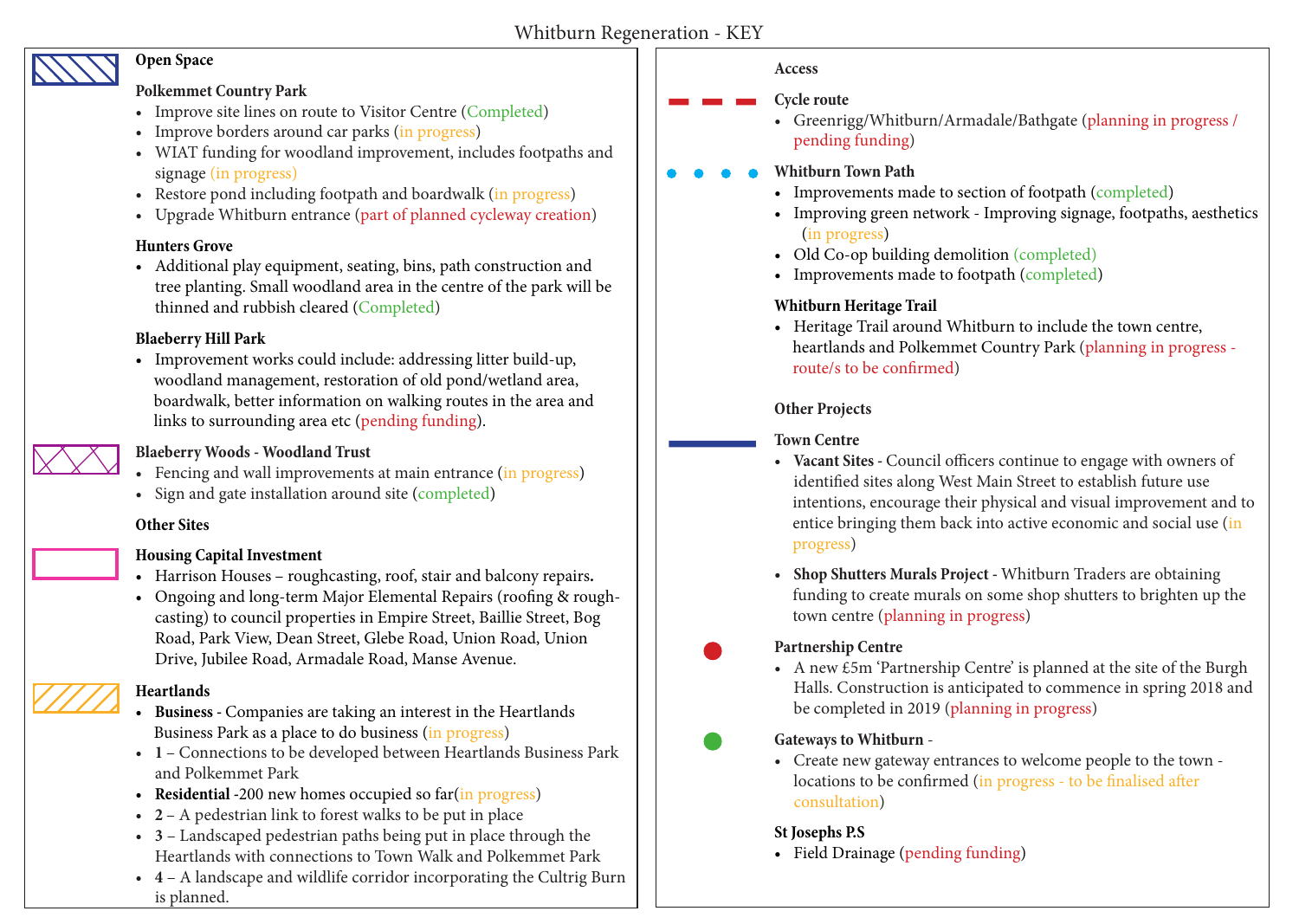# Whitburn Regeneration - KEY

**Open Space**

### Polkemmet Country Park

- Improve site lines on route to Visitor Centre (Completed)
- Improve borders around car parks (in progress)
- WIAT funding for woodland improvement, includes footpaths and signage (in progress)
- Restore pond including footpath and boardwalk (in progress)
- Upgrade Whitburn entrance (part of planned cycleway creation)

### Hunters Grove

- Additional play equipment, seating, bins, path construction and tree planting. Small woodland area in the centre of the park will be thinned and rubbish cleared (Completed)

### Blaeberry Hill Park

- Improvement works could include: addressing litter build-up, woodland management, restoration of old pond/wetland area, boardwalk, better information on walking routes in the area and links to surrounding area etc (pending funding).

### Blaeberry Woods - Woodland Trust

- Fencing and wall improvements at main entrance (in progress)
- Sign and gate installation around site (completed)

**Other Sites**

### Housing Capital Investment

- Harrison Houses – roughcasting, roof, stair and balcony repairs.
- Ongoing and long-term Major Elemental Repairs (roofing & rough-casting) to council properties in Empire Street, Baillie Street, Bog Road, Park View, Dean Street, Glebe Road, Union Road, Union Drive, Jubilee Road, Armadale Road, Manse Avenue.

### Heartlands

- **Business** - Companies are taking an interest in the Heartlands Business Park as a place to do business (in progress)
- **1** – Connections to be developed between Heartlands Business Park and Polkemmet Park
- **Residential** -200 new homes occupied so far(in progress)
- **2** – A pedestrian link to forest walks to be put in place
- **3** – Landscaped pedestrian paths being put in place through the Heartlands with connections to Town Walk and Polkemmet Park
- **4** – A landscape and wildlife corridor incorporating the Cultrig Burn is planned.

**Access**

### Cycle route

- Greenrigg/Whitburn/Armadale/Bathgate (planning in progress / pending funding)

### Whitburn Town Path

- Improvements made to section of footpath (completed)
- Improving green network - Improving signage, footpaths, aesthetics (in progress)
- Old Co-op building demolition (completed)
- Improvements made to footpath (completed)

### Whitburn Heritage Trail

- Heritage Trail around Whitburn to include the town centre, heartlands and Polkemmet Country Park (planning in progress - route/s to be confirmed)

**Other Projects**

### Town Centre

- **Vacant Sites** - Council officers continue to engage with owners of identified sites along West Main Street to establish future use intentions, encourage their physical and visual improvement and to entice bringing them back into active economic and social use (in progress)
- **Shop Shutters Murals Project** - Whitburn Traders are obtaining funding to create murals on some shop shutters to brighten up the town centre (planning in progress)

### Partnership Centre

- A new £5m 'Partnership Centre' is planned at the site of the Burgh Halls. Construction is anticipated to commence in spring 2018 and be completed in 2019 (planning in progress)

### Gateways to Whitburn -

- Create new gateway entrances to welcome people to the town - locations to be confirmed (in progress - to be finalised after consultation)

### St Josephs P.S

- Field Drainage (pending funding)